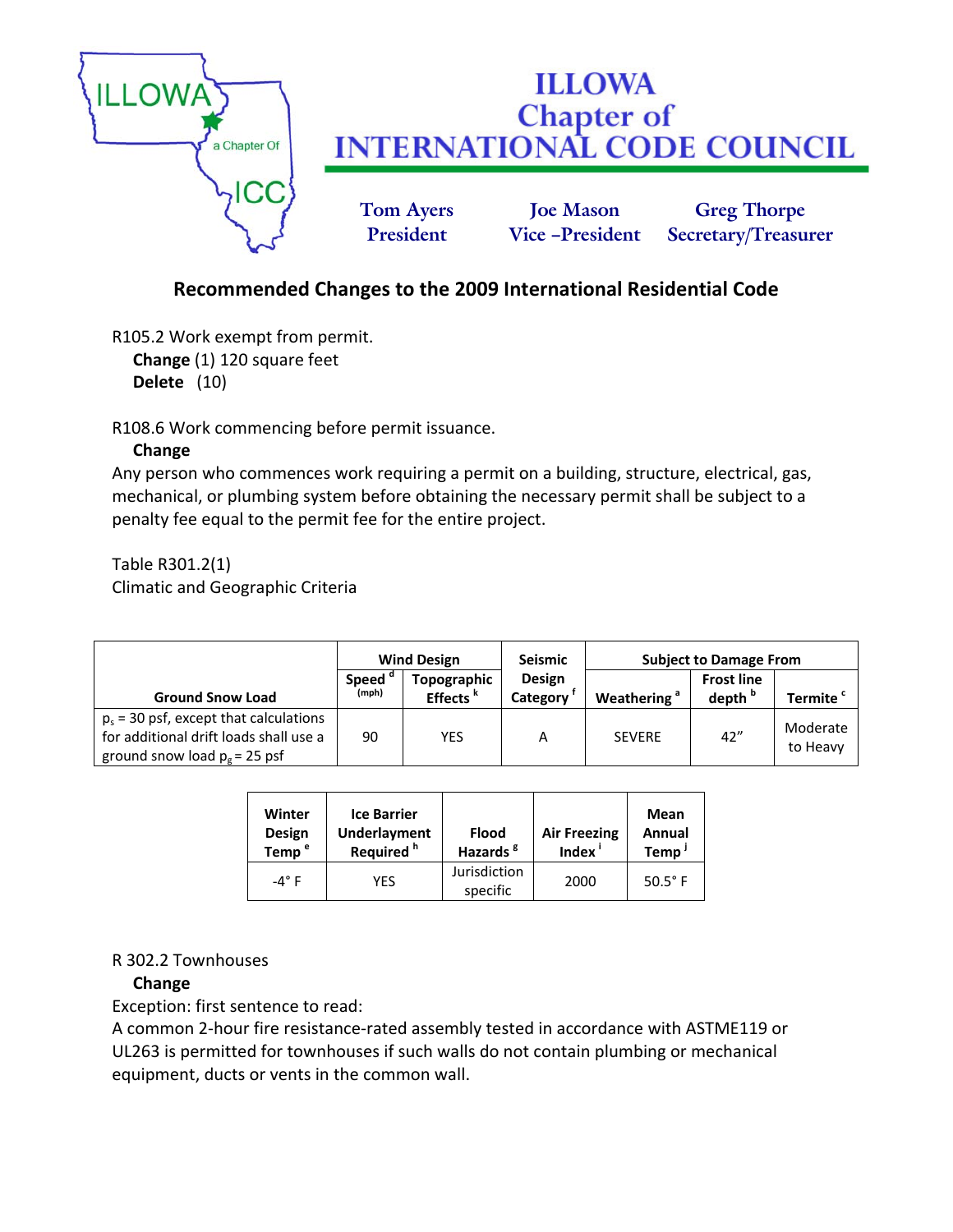# ILLOWA Chapter of INTERNATIONAL CODE COUNCIL

Tom Ayers
President

Joe Mason
Vice –President

Greg Thorpe
Secretary/Treasurer

## Recommended Changes to the 2009 International Residential Code

R105.2 Work exempt from permit.
**Change** (1) 120 square feet
**Delete** (10)

R108.6 Work commencing before permit issuance.
**Change**
Any person who commences work requiring a permit on a building, structure, electrical, gas, mechanical, or plumbing system before obtaining the necessary permit shall be subject to a penalty fee equal to the permit fee for the entire project.

Table R301.2(1)
Climatic and Geographic Criteria

| Ground Snow Load | Wind Design | | Seismic Design Category [f] | Subject to Damage From | | |
|---|---|---|---|---|---|---|
| | Speed [d] (mph) | Topographic Effects [k] | | Weathering [a] | Frost line depth [b] | Termite [c] |
| $p_s$ = 30 psf, except that calculations for additional drift loads shall use a ground snow load $p_g$ = 25 psf | 90 | YES | A | SEVERE | 42" | Moderate to Heavy |

| Winter Design Temp [e] | Ice Barrier Underlayment Required [h] | Flood Hazards [g] | Air Freezing Index [i] | Mean Annual Temp [j] |
|---|---|---|---|---|
| -4° F | YES | Jurisdiction specific | 2000 | 50.5° F |

R 302.2 Townhouses
**Change**
Exception: first sentence to read:
A common 2-hour fire resistance-rated assembly tested in accordance with ASTME119 or UL263 is permitted for townhouses if such walls do not contain plumbing or mechanical equipment, ducts or vents in the common wall.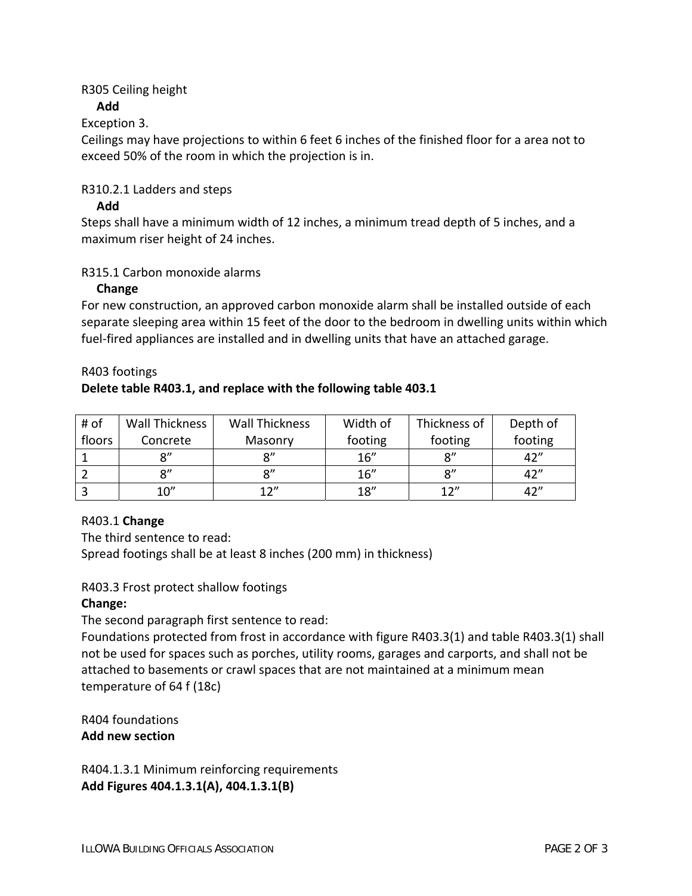R305 Ceiling height

**Add**

Exception 3.

Ceilings may have projections to within 6 feet 6 inches of the finished floor for a area not to exceed 50% of the room in which the projection is in.

R310.2.1 Ladders and steps

**Add**

Steps shall have a minimum width of 12 inches, a minimum tread depth of 5 inches, and a maximum riser height of 24 inches.

R315.1 Carbon monoxide alarms

**Change**

For new construction, an approved carbon monoxide alarm shall be installed outside of each separate sleeping area within 15 feet of the door to the bedroom in dwelling units within which fuel-fired appliances are installed and in dwelling units that have an attached garage.

R403 footings

**Delete table R403.1, and replace with the following table 403.1**

| # of floors | Wall Thickness Concrete | Wall Thickness Masonry | Width of footing | Thickness of footing | Depth of footing |
| --- | --- | --- | --- | --- | --- |
| 1 | 8” | 8” | 16” | 8” | 42” |
| 2 | 8” | 8” | 16” | 8” | 42” |
| 3 | 10” | 12” | 18” | 12” | 42” |

R403.1 **Change**

The third sentence to read:

Spread footings shall be at least 8 inches (200 mm) in thickness)

R403.3 Frost protect shallow footings

**Change:**

The second paragraph first sentence to read:

Foundations protected from frost in accordance with figure R403.3(1) and table R403.3(1) shall not be used for spaces such as porches, utility rooms, garages and carports, and shall not be attached to basements or crawl spaces that are not maintained at a minimum mean temperature of 64 f (18c)

R404 foundations

**Add new section**

R404.1.3.1 Minimum reinforcing requirements

**Add Figures 404.1.3.1(A), 404.1.3.1(B)**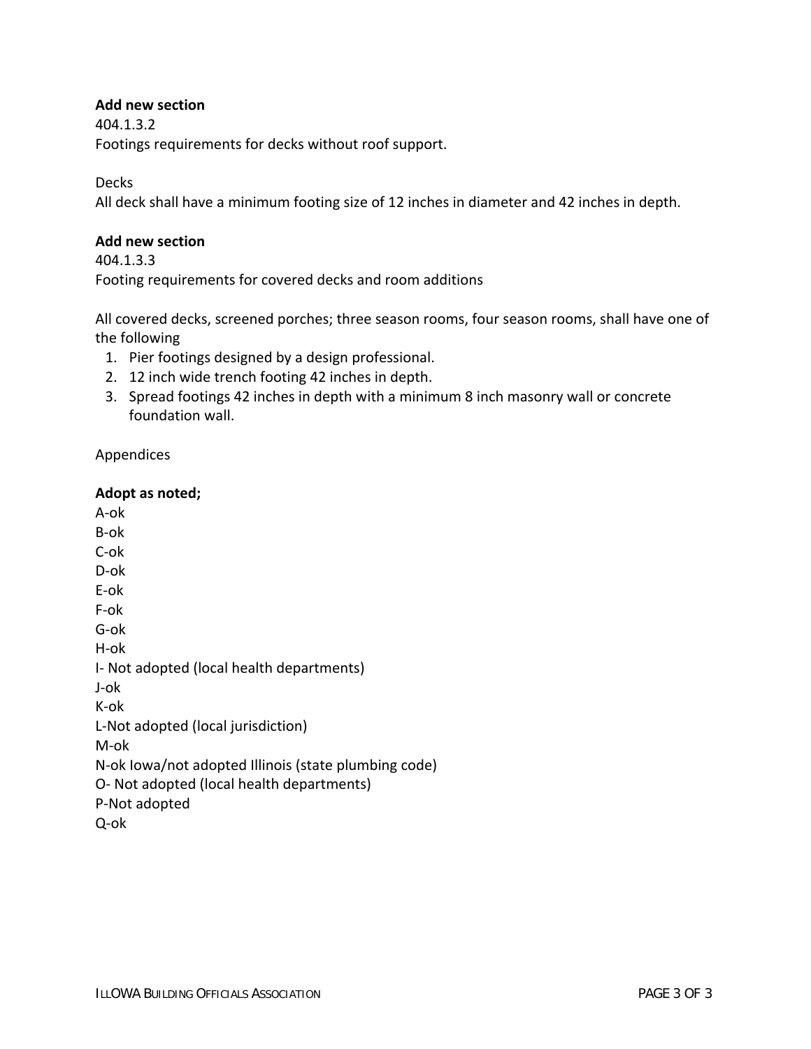**Add new section**

404.1.3.2

Footings requirements for decks without roof support.

Decks

All deck shall have a minimum footing size of 12 inches in diameter and 42 inches in depth.

**Add new section**

404.1.3.3

Footing requirements for covered decks and room additions

All covered decks, screened porches; three season rooms, four season rooms, shall have one of the following

1. Pier footings designed by a design professional.
2. 12 inch wide trench footing 42 inches in depth.
3. Spread footings 42 inches in depth with a minimum 8 inch masonry wall or concrete foundation wall.

Appendices

**Adopt as noted;**

A-ok

B-ok

C-ok

D-ok

E-ok

F-ok

G-ok

H-ok

I- Not adopted (local health departments)

J-ok

K-ok

L-Not adopted (local jurisdiction)

M-ok

N-ok Iowa/not adopted Illinois (state plumbing code)

O- Not adopted (local health departments)

P-Not adopted

Q-ok